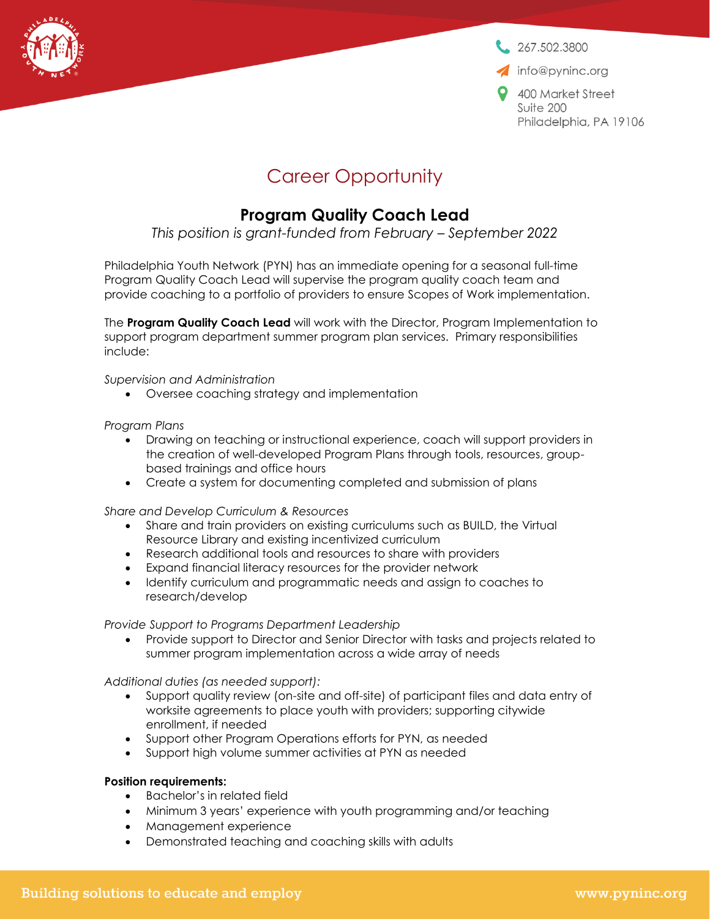267.502.3800

info@pyninc.org

400 Market Street
Suite 200
Philadelphia, PA 19106

# Career Opportunity

## Program Quality Coach Lead

*This position is grant-funded from February – September 2022*

Philadelphia Youth Network (PYN) has an immediate opening for a seasonal full-time Program Quality Coach Lead will supervise the program quality coach team and provide coaching to a portfolio of providers to ensure Scopes of Work implementation.

The **Program Quality Coach Lead** will work with the Director, Program Implementation to support program department summer program plan services. Primary responsibilities include:

*Supervision and Administration*

- Oversee coaching strategy and implementation

*Program Plans*

- Drawing on teaching or instructional experience, coach will support providers in the creation of well-developed Program Plans through tools, resources, group-based trainings and office hours
- Create a system for documenting completed and submission of plans

*Share and Develop Curriculum & Resources*

- Share and train providers on existing curriculums such as BUILD, the Virtual Resource Library and existing incentivized curriculum
- Research additional tools and resources to share with providers
- Expand financial literacy resources for the provider network
- Identify curriculum and programmatic needs and assign to coaches to research/develop

*Provide Support to Programs Department Leadership*

- Provide support to Director and Senior Director with tasks and projects related to summer program implementation across a wide array of needs

*Additional duties (as needed support):*

- Support quality review (on-site and off-site) of participant files and data entry of worksite agreements to place youth with providers; supporting citywide enrollment, if needed
- Support other Program Operations efforts for PYN, as needed
- Support high volume summer activities at PYN as needed

**Position requirements:**

- Bachelor's in related field
- Minimum 3 years' experience with youth programming and/or teaching
- Management experience
- Demonstrated teaching and coaching skills with adults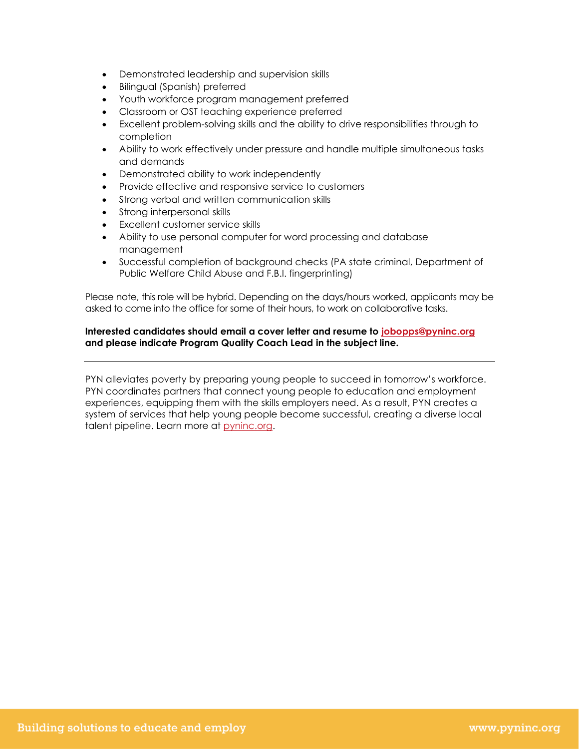- Demonstrated leadership and supervision skills
- Bilingual (Spanish) preferred
- Youth workforce program management preferred
- Classroom or OST teaching experience preferred
- Excellent problem-solving skills and the ability to drive responsibilities through to completion
- Ability to work effectively under pressure and handle multiple simultaneous tasks and demands
- Demonstrated ability to work independently
- Provide effective and responsive service to customers
- Strong verbal and written communication skills
- Strong interpersonal skills
- Excellent customer service skills
- Ability to use personal computer for word processing and database management
- Successful completion of background checks (PA state criminal, Department of Public Welfare Child Abuse and F.B.I. fingerprinting)

Please note, this role will be hybrid. Depending on the days/hours worked, applicants may be asked to come into the office for some of their hours, to work on collaborative tasks.

**Interested candidates should email a cover letter and resume to jobopps@pyninc.org and please indicate Program Quality Coach Lead in the subject line.**

---

PYN alleviates poverty by preparing young people to succeed in tomorrow's workforce. PYN coordinates partners that connect young people to education and employment experiences, equipping them with the skills employers need. As a result, PYN creates a system of services that help young people become successful, creating a diverse local talent pipeline. Learn more at pyninc.org.